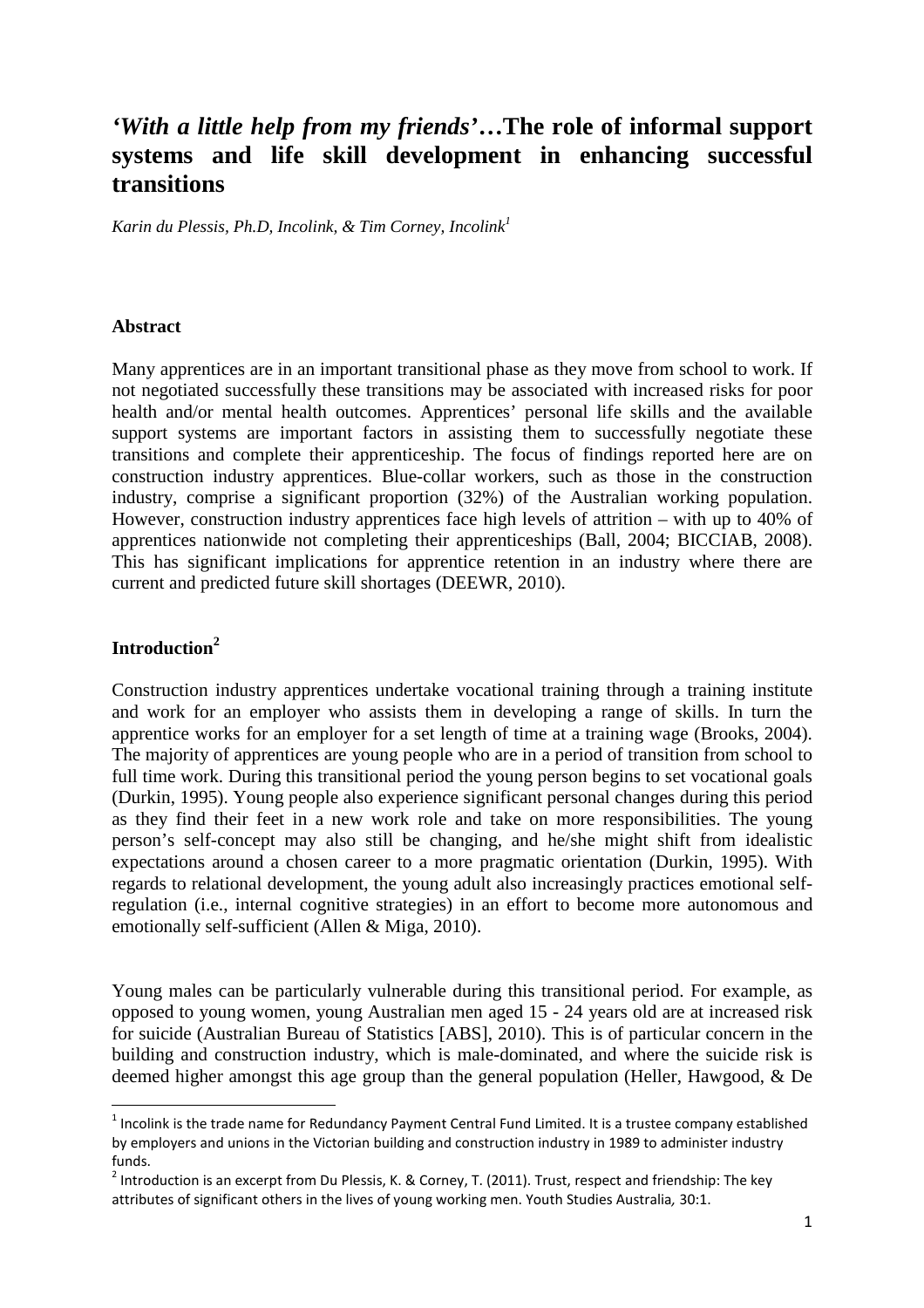# *'With a little help from my friends'*…The role of informal support systems and life skill development in enhancing successful transitions

*Karin du Plessis, Ph.D, Incolink, & Tim Corney, Incolink*[1]

## Abstract

Many apprentices are in an important transitional phase as they move from school to work. If not negotiated successfully these transitions may be associated with increased risks for poor health and/or mental health outcomes. Apprentices' personal life skills and the available support systems are important factors in assisting them to successfully negotiate these transitions and complete their apprenticeship. The focus of findings reported here are on construction industry apprentices. Blue-collar workers, such as those in the construction industry, comprise a significant proportion (32%) of the Australian working population. However, construction industry apprentices face high levels of attrition – with up to 40% of apprentices nationwide not completing their apprenticeships (Ball, 2004; BICCIAB, 2008). This has significant implications for apprentice retention in an industry where there are current and predicted future skill shortages (DEEWR, 2010).

## Introduction[2]

Construction industry apprentices undertake vocational training through a training institute and work for an employer who assists them in developing a range of skills. In turn the apprentice works for an employer for a set length of time at a training wage (Brooks, 2004). The majority of apprentices are young people who are in a period of transition from school to full time work. During this transitional period the young person begins to set vocational goals (Durkin, 1995). Young people also experience significant personal changes during this period as they find their feet in a new work role and take on more responsibilities. The young person's self-concept may also still be changing, and he/she might shift from idealistic expectations around a chosen career to a more pragmatic orientation (Durkin, 1995). With regards to relational development, the young adult also increasingly practices emotional self-regulation (i.e., internal cognitive strategies) in an effort to become more autonomous and emotionally self-sufficient (Allen & Miga, 2010).

Young males can be particularly vulnerable during this transitional period. For example, as opposed to young women, young Australian men aged 15 - 24 years old are at increased risk for suicide (Australian Bureau of Statistics [ABS], 2010). This is of particular concern in the building and construction industry, which is male-dominated, and where the suicide risk is deemed higher amongst this age group than the general population (Heller, Hawgood, & De

---

[1] Incolink is the trade name for Redundancy Payment Central Fund Limited. It is a trustee company established by employers and unions in the Victorian building and construction industry in 1989 to administer industry funds.

[2] Introduction is an excerpt from Du Plessis, K. & Corney, T. (2011). Trust, respect and friendship: The key attributes of significant others in the lives of young working men. Youth Studies Australia*,* 30:1.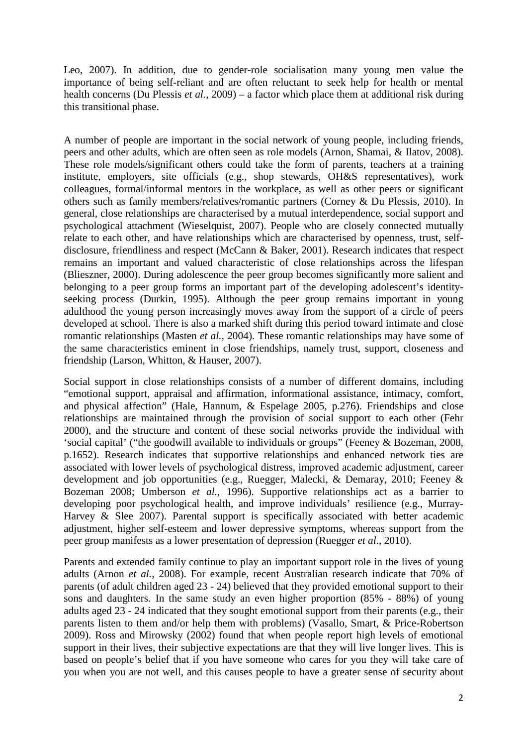Leo, 2007). In addition, due to gender-role socialisation many young men value the importance of being self-reliant and are often reluctant to seek help for health or mental health concerns (Du Plessis *et al.,* 2009) – a factor which place them at additional risk during this transitional phase.

A number of people are important in the social network of young people, including friends, peers and other adults, which are often seen as role models (Arnon, Shamai, & Ilatov, 2008). These role models/significant others could take the form of parents, teachers at a training institute, employers, site officials (e.g., shop stewards, OH&S representatives), work colleagues, formal/informal mentors in the workplace, as well as other peers or significant others such as family members/relatives/romantic partners (Corney & Du Plessis, 2010). In general, close relationships are characterised by a mutual interdependence, social support and psychological attachment (Wieselquist, 2007). People who are closely connected mutually relate to each other, and have relationships which are characterised by openness, trust, self-disclosure, friendliness and respect (McCann & Baker, 2001). Research indicates that respect remains an important and valued characteristic of close relationships across the lifespan (Blieszner, 2000). During adolescence the peer group becomes significantly more salient and belonging to a peer group forms an important part of the developing adolescent's identity-seeking process (Durkin, 1995). Although the peer group remains important in young adulthood the young person increasingly moves away from the support of a circle of peers developed at school. There is also a marked shift during this period toward intimate and close romantic relationships (Masten *et al.,* 2004). These romantic relationships may have some of the same characteristics eminent in close friendships, namely trust, support, closeness and friendship (Larson, Whitton, & Hauser, 2007).

Social support in close relationships consists of a number of different domains, including "emotional support, appraisal and affirmation, informational assistance, intimacy, comfort, and physical affection" (Hale, Hannum, & Espelage 2005, p.276). Friendships and close relationships are maintained through the provision of social support to each other (Fehr 2000), and the structure and content of these social networks provide the individual with 'social capital' ("the goodwill available to individuals or groups" (Feeney & Bozeman, 2008, p.1652). Research indicates that supportive relationships and enhanced network ties are associated with lower levels of psychological distress, improved academic adjustment, career development and job opportunities (e.g., Ruegger, Malecki, & Demaray, 2010; Feeney & Bozeman 2008; Umberson *et al.,* 1996). Supportive relationships act as a barrier to developing poor psychological health, and improve individuals' resilience (e.g., Murray-Harvey & Slee 2007). Parental support is specifically associated with better academic adjustment, higher self-esteem and lower depressive symptoms, whereas support from the peer group manifests as a lower presentation of depression (Ruegger *et al*., 2010).

Parents and extended family continue to play an important support role in the lives of young adults (Arnon *et al.,* 2008). For example, recent Australian research indicate that 70% of parents (of adult children aged 23 - 24) believed that they provided emotional support to their sons and daughters. In the same study an even higher proportion (85% - 88%) of young adults aged 23 - 24 indicated that they sought emotional support from their parents (e.g., their parents listen to them and/or help them with problems) (Vasallo, Smart, & Price-Robertson 2009). Ross and Mirowsky (2002) found that when people report high levels of emotional support in their lives, their subjective expectations are that they will live longer lives. This is based on people's belief that if you have someone who cares for you they will take care of you when you are not well, and this causes people to have a greater sense of security about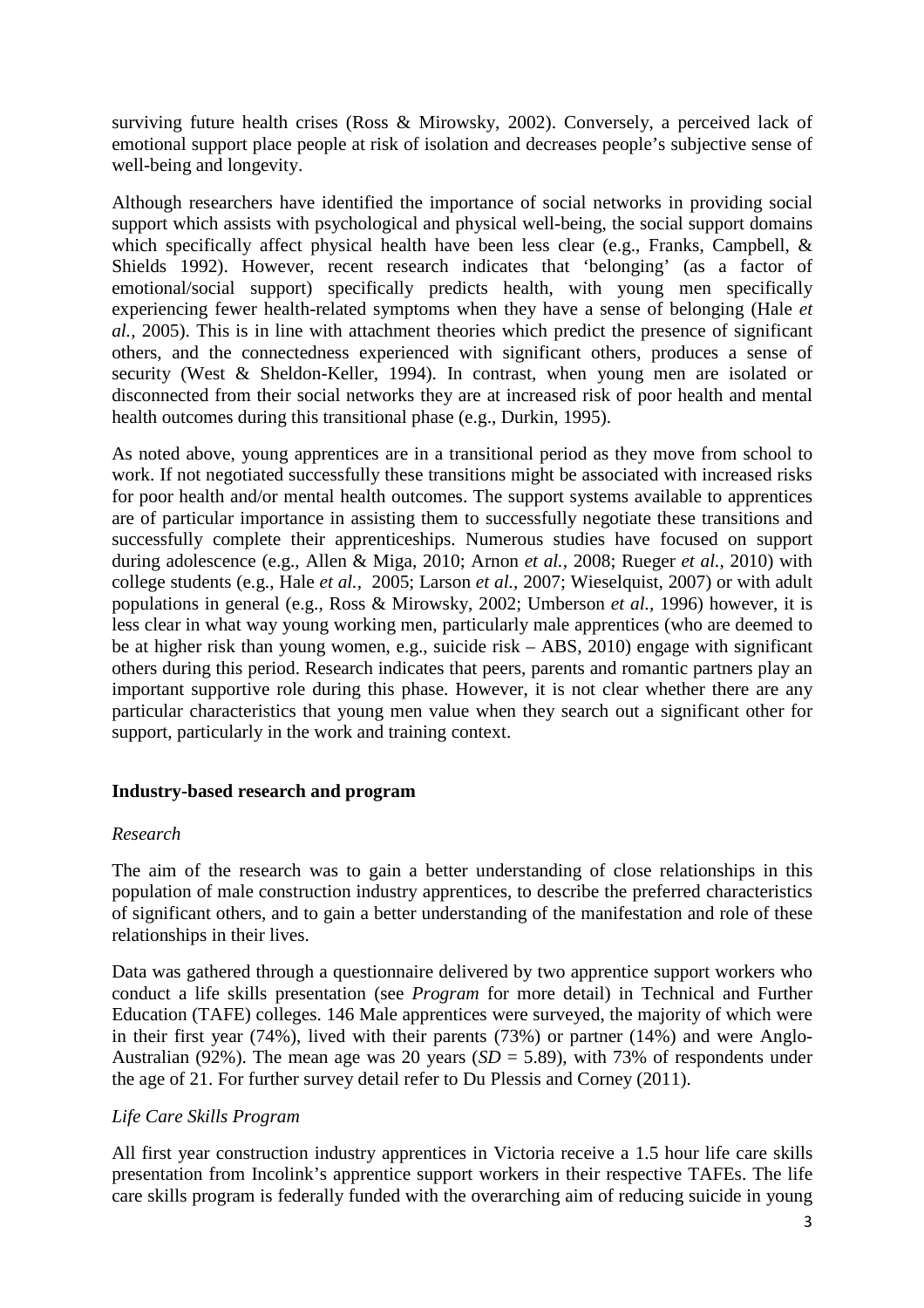surviving future health crises (Ross & Mirowsky, 2002). Conversely, a perceived lack of emotional support place people at risk of isolation and decreases people's subjective sense of well-being and longevity.

Although researchers have identified the importance of social networks in providing social support which assists with psychological and physical well-being, the social support domains which specifically affect physical health have been less clear (e.g., Franks, Campbell, & Shields 1992). However, recent research indicates that 'belonging' (as a factor of emotional/social support) specifically predicts health, with young men specifically experiencing fewer health-related symptoms when they have a sense of belonging (Hale *et al.,* 2005). This is in line with attachment theories which predict the presence of significant others, and the connectedness experienced with significant others, produces a sense of security (West & Sheldon-Keller, 1994). In contrast, when young men are isolated or disconnected from their social networks they are at increased risk of poor health and mental health outcomes during this transitional phase (e.g., Durkin, 1995).

As noted above, young apprentices are in a transitional period as they move from school to work. If not negotiated successfully these transitions might be associated with increased risks for poor health and/or mental health outcomes. The support systems available to apprentices are of particular importance in assisting them to successfully negotiate these transitions and successfully complete their apprenticeships. Numerous studies have focused on support during adolescence (e.g., Allen & Miga, 2010; Arnon *et al.,* 2008; Rueger *et al.,* 2010) with college students (e.g., Hale *et al.,* 2005; Larson *et al.,* 2007; Wieselquist, 2007) or with adult populations in general (e.g., Ross & Mirowsky, 2002; Umberson *et al.*, 1996) however, it is less clear in what way young working men, particularly male apprentices (who are deemed to be at higher risk than young women, e.g., suicide risk – ABS, 2010) engage with significant others during this period. Research indicates that peers, parents and romantic partners play an important supportive role during this phase. However, it is not clear whether there are any particular characteristics that young men value when they search out a significant other for support, particularly in the work and training context.

## Industry-based research and program

### *Research*

The aim of the research was to gain a better understanding of close relationships in this population of male construction industry apprentices, to describe the preferred characteristics of significant others, and to gain a better understanding of the manifestation and role of these relationships in their lives.

Data was gathered through a questionnaire delivered by two apprentice support workers who conduct a life skills presentation (see *Program* for more detail) in Technical and Further Education (TAFE) colleges. 146 Male apprentices were surveyed, the majority of which were in their first year (74%), lived with their parents (73%) or partner (14%) and were Anglo-Australian (92%). The mean age was 20 years ($SD$ = 5.89), with 73% of respondents under the age of 21. For further survey detail refer to Du Plessis and Corney (2011).

### *Life Care Skills Program*

All first year construction industry apprentices in Victoria receive a 1.5 hour life care skills presentation from Incolink's apprentice support workers in their respective TAFEs. The life care skills program is federally funded with the overarching aim of reducing suicide in young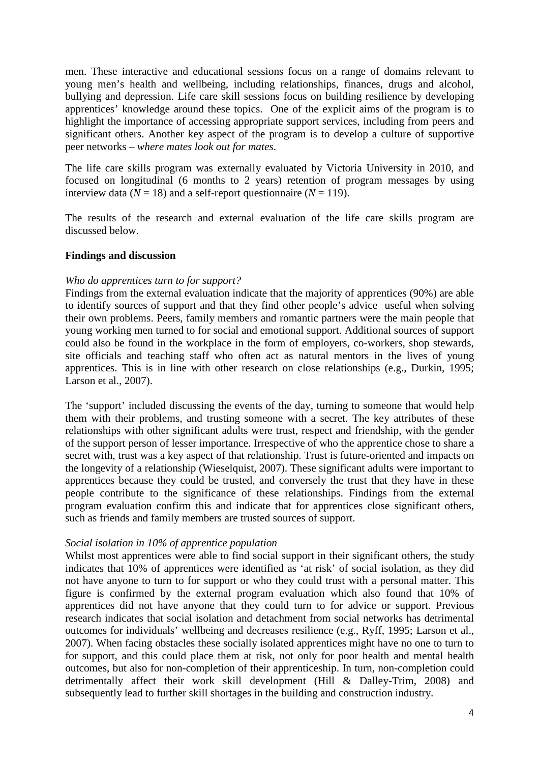men. These interactive and educational sessions focus on a range of domains relevant to young men's health and wellbeing, including relationships, finances, drugs and alcohol, bullying and depression. Life care skill sessions focus on building resilience by developing apprentices' knowledge around these topics. One of the explicit aims of the program is to highlight the importance of accessing appropriate support services, including from peers and significant others. Another key aspect of the program is to develop a culture of supportive peer networks – *where mates look out for mates*.

The life care skills program was externally evaluated by Victoria University in 2010, and focused on longitudinal (6 months to 2 years) retention of program messages by using interview data ($N$ = 18) and a self-report questionnaire ($N$ = 119).

The results of the research and external evaluation of the life care skills program are discussed below.

**Findings and discussion**

*Who do apprentices turn to for support?*

Findings from the external evaluation indicate that the majority of apprentices (90%) are able to identify sources of support and that they find other people's advice useful when solving their own problems. Peers, family members and romantic partners were the main people that young working men turned to for social and emotional support. Additional sources of support could also be found in the workplace in the form of employers, co-workers, shop stewards, site officials and teaching staff who often act as natural mentors in the lives of young apprentices. This is in line with other research on close relationships (e.g., Durkin, 1995; Larson et al., 2007).

The 'support' included discussing the events of the day, turning to someone that would help them with their problems, and trusting someone with a secret. The key attributes of these relationships with other significant adults were trust, respect and friendship, with the gender of the support person of lesser importance. Irrespective of who the apprentice chose to share a secret with, trust was a key aspect of that relationship. Trust is future-oriented and impacts on the longevity of a relationship (Wieselquist, 2007). These significant adults were important to apprentices because they could be trusted, and conversely the trust that they have in these people contribute to the significance of these relationships. Findings from the external program evaluation confirm this and indicate that for apprentices close significant others, such as friends and family members are trusted sources of support.

*Social isolation in 10% of apprentice population*

Whilst most apprentices were able to find social support in their significant others, the study indicates that 10% of apprentices were identified as 'at risk' of social isolation, as they did not have anyone to turn to for support or who they could trust with a personal matter. This figure is confirmed by the external program evaluation which also found that 10% of apprentices did not have anyone that they could turn to for advice or support. Previous research indicates that social isolation and detachment from social networks has detrimental outcomes for individuals' wellbeing and decreases resilience (e.g., Ryff, 1995; Larson et al., 2007). When facing obstacles these socially isolated apprentices might have no one to turn to for support, and this could place them at risk, not only for poor health and mental health outcomes, but also for non-completion of their apprenticeship. In turn, non-completion could detrimentally affect their work skill development (Hill & Dalley-Trim, 2008) and subsequently lead to further skill shortages in the building and construction industry.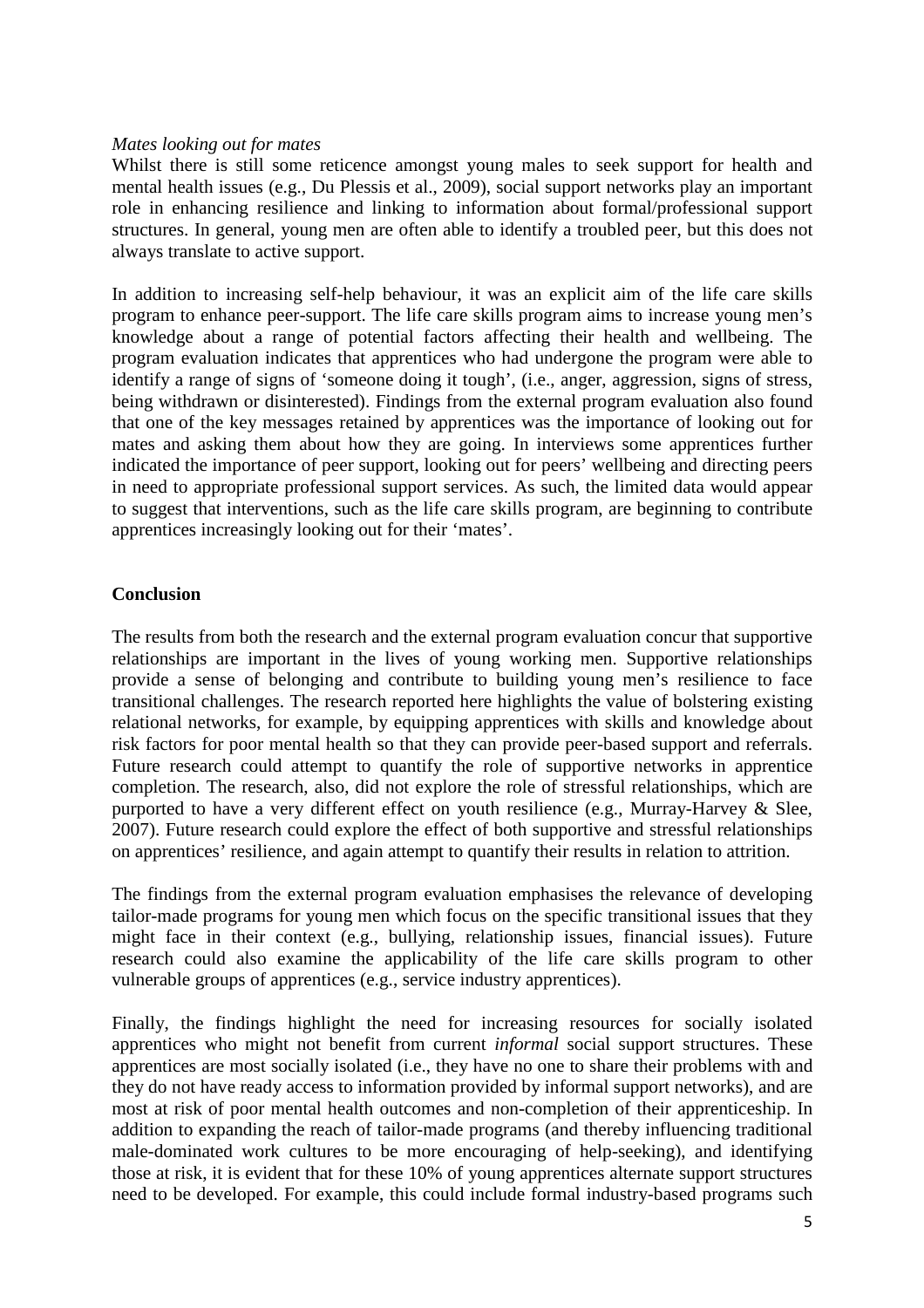*Mates looking out for mates*

Whilst there is still some reticence amongst young males to seek support for health and mental health issues (e.g., Du Plessis et al., 2009), social support networks play an important role in enhancing resilience and linking to information about formal/professional support structures. In general, young men are often able to identify a troubled peer, but this does not always translate to active support.

In addition to increasing self-help behaviour, it was an explicit aim of the life care skills program to enhance peer-support. The life care skills program aims to increase young men's knowledge about a range of potential factors affecting their health and wellbeing. The program evaluation indicates that apprentices who had undergone the program were able to identify a range of signs of 'someone doing it tough', (i.e., anger, aggression, signs of stress, being withdrawn or disinterested). Findings from the external program evaluation also found that one of the key messages retained by apprentices was the importance of looking out for mates and asking them about how they are going. In interviews some apprentices further indicated the importance of peer support, looking out for peers' wellbeing and directing peers in need to appropriate professional support services. As such, the limited data would appear to suggest that interventions, such as the life care skills program, are beginning to contribute apprentices increasingly looking out for their 'mates'.

## Conclusion

The results from both the research and the external program evaluation concur that supportive relationships are important in the lives of young working men. Supportive relationships provide a sense of belonging and contribute to building young men's resilience to face transitional challenges. The research reported here highlights the value of bolstering existing relational networks, for example, by equipping apprentices with skills and knowledge about risk factors for poor mental health so that they can provide peer-based support and referrals. Future research could attempt to quantify the role of supportive networks in apprentice completion. The research, also, did not explore the role of stressful relationships, which are purported to have a very different effect on youth resilience (e.g., Murray-Harvey & Slee, 2007). Future research could explore the effect of both supportive and stressful relationships on apprentices' resilience, and again attempt to quantify their results in relation to attrition.

The findings from the external program evaluation emphasises the relevance of developing tailor-made programs for young men which focus on the specific transitional issues that they might face in their context (e.g., bullying, relationship issues, financial issues). Future research could also examine the applicability of the life care skills program to other vulnerable groups of apprentices (e.g., service industry apprentices).

Finally, the findings highlight the need for increasing resources for socially isolated apprentices who might not benefit from current *informal* social support structures. These apprentices are most socially isolated (i.e., they have no one to share their problems with and they do not have ready access to information provided by informal support networks), and are most at risk of poor mental health outcomes and non-completion of their apprenticeship. In addition to expanding the reach of tailor-made programs (and thereby influencing traditional male-dominated work cultures to be more encouraging of help-seeking), and identifying those at risk, it is evident that for these 10% of young apprentices alternate support structures need to be developed. For example, this could include formal industry-based programs such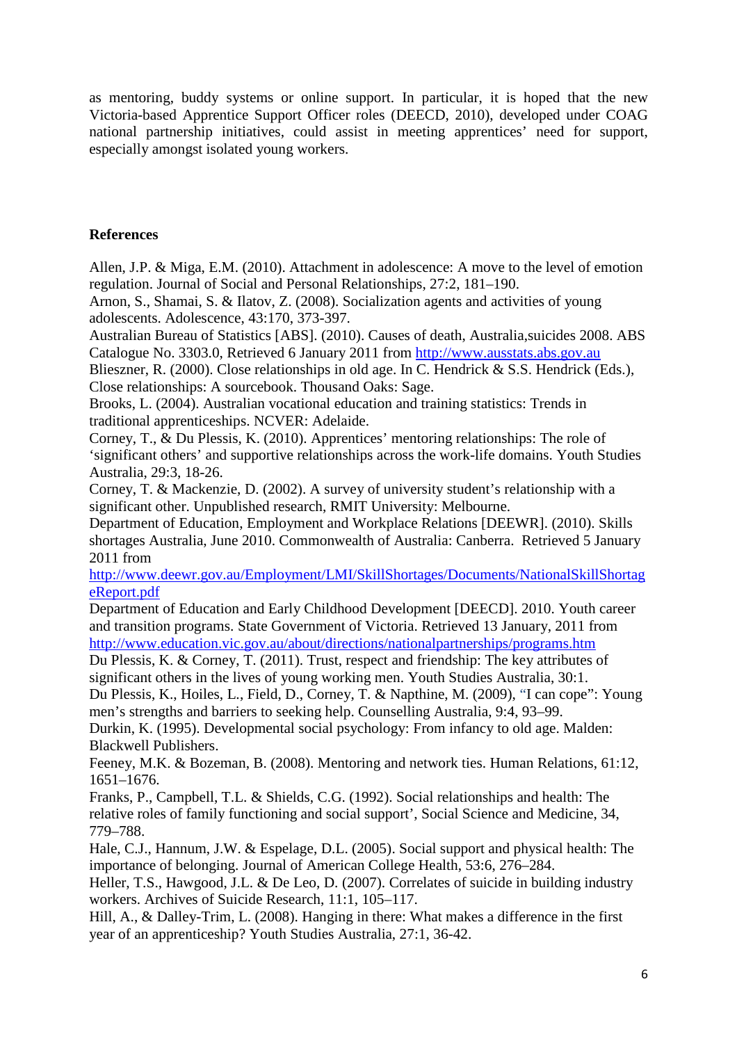as mentoring, buddy systems or online support. In particular, it is hoped that the new Victoria-based Apprentice Support Officer roles (DEECD, 2010), developed under COAG national partnership initiatives, could assist in meeting apprentices' need for support, especially amongst isolated young workers.

## References

Allen, J.P. & Miga, E.M. (2010). Attachment in adolescence: A move to the level of emotion regulation. Journal of Social and Personal Relationships, 27:2, 181–190.

Arnon, S., Shamai, S. & Ilatov, Z. (2008). Socialization agents and activities of young adolescents. Adolescence, 43:170, 373-397.

Australian Bureau of Statistics [ABS]. (2010). Causes of death, Australia,suicides 2008. ABS Catalogue No. 3303.0, Retrieved 6 January 2011 from http://www.ausstats.abs.gov.au

Blieszner, R. (2000). Close relationships in old age. In C. Hendrick & S.S. Hendrick (Eds.), Close relationships: A sourcebook. Thousand Oaks: Sage.

Brooks, L. (2004). Australian vocational education and training statistics: Trends in traditional apprenticeships. NCVER: Adelaide.

Corney, T., & Du Plessis, K. (2010). Apprentices' mentoring relationships: The role of 'significant others' and supportive relationships across the work-life domains. Youth Studies Australia, 29:3, 18-26.

Corney, T. & Mackenzie, D. (2002). A survey of university student's relationship with a significant other. Unpublished research, RMIT University: Melbourne.

Department of Education, Employment and Workplace Relations [DEEWR]. (2010). Skills shortages Australia, June 2010. Commonwealth of Australia: Canberra. Retrieved 5 January 2011 from http://www.deewr.gov.au/Employment/LMI/SkillShortages/Documents/NationalSkillShortageReport.pdf

Department of Education and Early Childhood Development [DEECD]. 2010. Youth career and transition programs. State Government of Victoria. Retrieved 13 January, 2011 from http://www.education.vic.gov.au/about/directions/nationalpartnerships/programs.htm

Du Plessis, K. & Corney, T. (2011). Trust, respect and friendship: The key attributes of significant others in the lives of young working men. Youth Studies Australia, 30:1.

Du Plessis, K., Hoiles, L., Field, D., Corney, T. & Napthine, M. (2009), "I can cope": Young men's strengths and barriers to seeking help. Counselling Australia, 9:4, 93–99.

Durkin, K. (1995). Developmental social psychology: From infancy to old age. Malden: Blackwell Publishers.

Feeney, M.K. & Bozeman, B. (2008). Mentoring and network ties. Human Relations, 61:12, 1651–1676.

Franks, P., Campbell, T.L. & Shields, C.G. (1992). Social relationships and health: The relative roles of family functioning and social support', Social Science and Medicine, 34, 779–788.

Hale, C.J., Hannum, J.W. & Espelage, D.L. (2005). Social support and physical health: The importance of belonging. Journal of American College Health, 53:6, 276–284.

Heller, T.S., Hawgood, J.L. & De Leo, D. (2007). Correlates of suicide in building industry workers. Archives of Suicide Research, 11:1, 105–117.

Hill, A., & Dalley-Trim, L. (2008). Hanging in there: What makes a difference in the first year of an apprenticeship? Youth Studies Australia, 27:1, 36-42.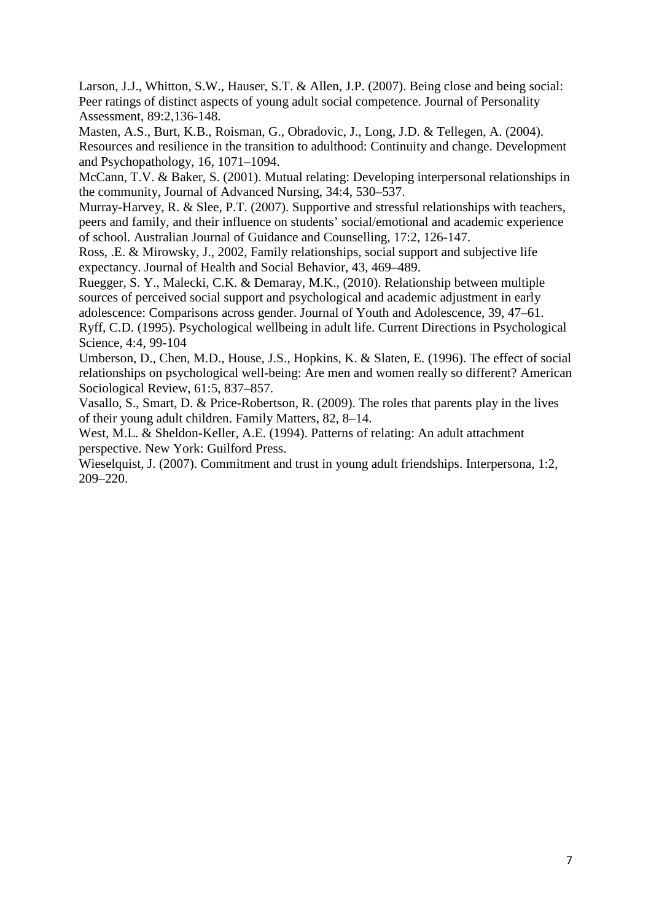Larson, J.J., Whitton, S.W., Hauser, S.T. & Allen, J.P. (2007). Being close and being social: Peer ratings of distinct aspects of young adult social competence. Journal of Personality Assessment, 89:2,136-148.

Masten, A.S., Burt, K.B., Roisman, G., Obradovic, J., Long, J.D. & Tellegen, A. (2004). Resources and resilience in the transition to adulthood: Continuity and change. Development and Psychopathology, 16, 1071–1094.

McCann, T.V. & Baker, S. (2001). Mutual relating: Developing interpersonal relationships in the community, Journal of Advanced Nursing, 34:4, 530–537.

Murray-Harvey, R. & Slee, P.T. (2007). Supportive and stressful relationships with teachers, peers and family, and their influence on students' social/emotional and academic experience of school. Australian Journal of Guidance and Counselling, 17:2, 126-147.

Ross, .E. & Mirowsky, J., 2002, Family relationships, social support and subjective life expectancy. Journal of Health and Social Behavior, 43, 469–489.

Ruegger, S. Y., Malecki, C.K. & Demaray, M.K., (2010). Relationship between multiple sources of perceived social support and psychological and academic adjustment in early adolescence: Comparisons across gender. Journal of Youth and Adolescence, 39, 47–61.

Ryff, C.D. (1995). Psychological wellbeing in adult life. Current Directions in Psychological Science, 4:4, 99-104

Umberson, D., Chen, M.D., House, J.S., Hopkins, K. & Slaten, E. (1996). The effect of social relationships on psychological well-being: Are men and women really so different? American Sociological Review, 61:5, 837–857.

Vasallo, S., Smart, D. & Price-Robertson, R. (2009). The roles that parents play in the lives of their young adult children. Family Matters, 82, 8–14.

West, M.L. & Sheldon-Keller, A.E. (1994). Patterns of relating: An adult attachment perspective. New York: Guilford Press.

Wieselquist, J. (2007). Commitment and trust in young adult friendships. Interpersona, 1:2, 209–220.